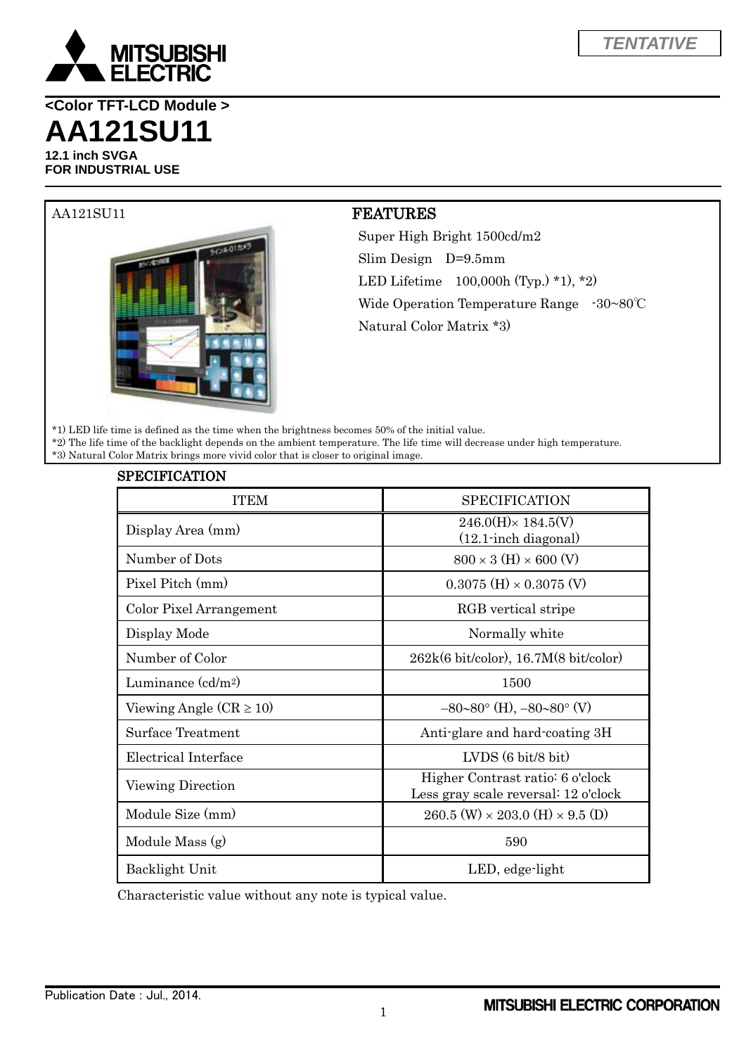TENTATIVE

**<Color TFT-LCD Module >**

# AA121SU11

**12.1 inch SVGA**
**FOR INDUSTRIAL USE**

AA121SU11

## FEATURES

Super High Bright 1500cd/m2

Slim Design D=9.5mm

LED Lifetime 100,000h (Typ.) *1), *2)

Wide Operation Temperature Range -30~80℃

Natural Color Matrix *3)

*1) LED life time is defined as the time when the brightness becomes 50% of the initial value.
*2) The life time of the backlight depends on the ambient temperature. The life time will decrease under high temperature.
*3) Natural Color Matrix brings more vivid color that is closer to original image.

## SPECIFICATION

| ITEM | SPECIFICATION |
|---|---|
| Display Area (mm) | 246.0(H)× 184.5(V) (12.1-inch diagonal) |
| Number of Dots | 800 × 3 (H) × 600 (V) |
| Pixel Pitch (mm) | 0.3075 (H) × 0.3075 (V) |
| Color Pixel Arrangement | RGB vertical stripe |
| Display Mode | Normally white |
| Number of Color | 262k(6 bit/color), 16.7M(8 bit/color) |
| Luminance (cd/m$^2$) | 1500 |
| Viewing Angle (CR ≥ 10) | −80~80° (H), −80~80° (V) |
| Surface Treatment | Anti-glare and hard-coating 3H |
| Electrical Interface | LVDS (6 bit/8 bit) |
| Viewing Direction | Higher Contrast ratio: 6 o'clock Less gray scale reversal: 12 o'clock |
| Module Size (mm) | 260.5 (W) × 203.0 (H) × 9.5 (D) |
| Module Mass (g) | 590 |
| Backlight Unit | LED, edge-light |

Characteristic value without any note is typical value.

Publication Date : Jul., 2014.

MITSUBISHI ELECTRIC CORPORATION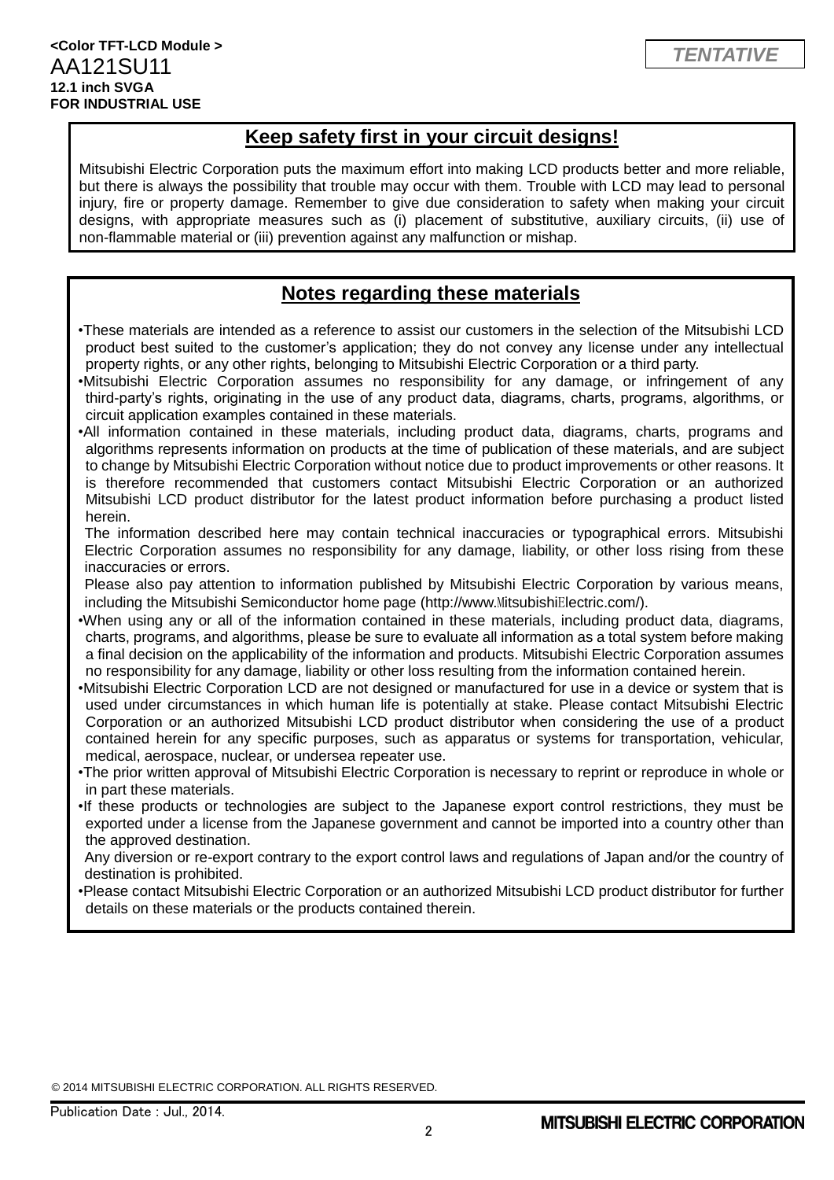## Keep safety first in your circuit designs!

Mitsubishi Electric Corporation puts the maximum effort into making LCD products better and more reliable, but there is always the possibility that trouble may occur with them. Trouble with LCD may lead to personal injury, fire or property damage. Remember to give due consideration to safety when making your circuit designs, with appropriate measures such as (i) placement of substitutive, auxiliary circuits, (ii) use of non-flammable material or (iii) prevention against any malfunction or mishap.

## Notes regarding these materials

- These materials are intended as a reference to assist our customers in the selection of the Mitsubishi LCD product best suited to the customer's application; they do not convey any license under any intellectual property rights, or any other rights, belonging to Mitsubishi Electric Corporation or a third party.
- Mitsubishi Electric Corporation assumes no responsibility for any damage, or infringement of any third-party's rights, originating in the use of any product data, diagrams, charts, programs, algorithms, or circuit application examples contained in these materials.
- All information contained in these materials, including product data, diagrams, charts, programs and algorithms represents information on products at the time of publication of these materials, and are subject to change by Mitsubishi Electric Corporation without notice due to product improvements or other reasons. It is therefore recommended that customers contact Mitsubishi Electric Corporation or an authorized Mitsubishi LCD product distributor for the latest product information before purchasing a product listed herein.

  The information described here may contain technical inaccuracies or typographical errors. Mitsubishi Electric Corporation assumes no responsibility for any damage, liability, or other loss rising from these inaccuracies or errors.

  Please also pay attention to information published by Mitsubishi Electric Corporation by various means, including the Mitsubishi Semiconductor home page (http://www.MitsubishiElectric.com/).
- When using any or all of the information contained in these materials, including product data, diagrams, charts, programs, and algorithms, please be sure to evaluate all information as a total system before making a final decision on the applicability of the information and products. Mitsubishi Electric Corporation assumes no responsibility for any damage, liability or other loss resulting from the information contained herein.
- Mitsubishi Electric Corporation LCD are not designed or manufactured for use in a device or system that is used under circumstances in which human life is potentially at stake. Please contact Mitsubishi Electric Corporation or an authorized Mitsubishi LCD product distributor when considering the use of a product contained herein for any specific purposes, such as apparatus or systems for transportation, vehicular, medical, aerospace, nuclear, or undersea repeater use.
- The prior written approval of Mitsubishi Electric Corporation is necessary to reprint or reproduce in whole or in part these materials.
- If these products or technologies are subject to the Japanese export control restrictions, they must be exported under a license from the Japanese government and cannot be imported into a country other than the approved destination.

  Any diversion or re-export contrary to the export control laws and regulations of Japan and/or the country of destination is prohibited.
- Please contact Mitsubishi Electric Corporation or an authorized Mitsubishi LCD product distributor for further details on these materials or the products contained therein.

© 2014 MITSUBISHI ELECTRIC CORPORATION. ALL RIGHTS RESERVED.